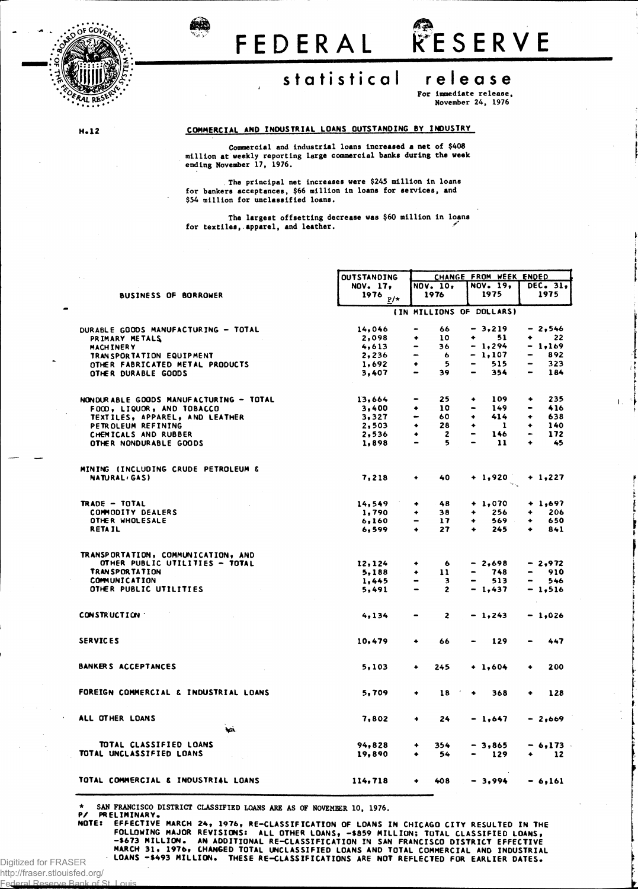# FEDERAL RESERVE

## statistical release

For immediate release,
November 24, 1976

H.12

### COMMERCIAL AND INDUSTRIAL LOANS OUTSTANDING BY INDUSTRY

Commercial and industrial loans increased a net of $408 million at weekly reporting large commercial banks during the week ending November 17, 1976.

The principal net increases were $245 million in loans for bankers acceptances, $66 million in loans for services, and $54 million for unclassified loans.

The largest offsetting decrease was $60 million in loans for textiles, apparel, and leather.

| BUSINESS OF BORROWER | OUTSTANDING NOV. 17, 1976 P/* | CHANGE FROM WEEK ENDED NOV. 10, 1976 | NOV. 19, 1975 | DEC. 31, 1975 |
|---|---|---|---|---|
| | (IN MILLIONS OF DOLLARS) | | | |
| DURABLE GOODS MANUFACTURING - TOTAL | 14,046 | - 66 | - 3,219 | - 2,546 |
| PRIMARY METALS | 2,098 | + 10 | + 51 | + 22 |
| MACHINERY | 4,613 | - 36 | - 1,294 | - 1,169 |
| TRANSPORTATION EQUIPMENT | 2,236 | - 6 | - 1,107 | - 892 |
| OTHER FABRICATED METAL PRODUCTS | 1,692 | + 5 | - 515 | - 323 |
| OTHER DURABLE GOODS | 3,407 | - 39 | - 354 | - 184 |
| NONDURABLE GOODS MANUFACTURING - TOTAL | 13,664 | - 25 | + 109 | + 235 |
| FOOD, LIQUOR, AND TOBACCO | 3,400 | + 10 | - 149 | - 416 |
| TEXTILES, APPAREL, AND LEATHER | 3,327 | - 60 | + 414 | + 638 |
| PETROLEUM REFINING | 2,503 | + 28 | + 1 | + 140 |
| CHEMICALS AND RUBBER | 2,536 | + 2 | - 146 | - 172 |
| OTHER NONDURABLE GOODS | 1,898 | - 5 | - 11 | + 45 |
| MINING (INCLUDING CRUDE PETROLEUM & NATURAL GAS) | 7,218 | + 40 | + 1,920 | + 1,227 |
| TRADE - TOTAL | 14,549 | + 48 | + 1,070 | + 1,697 |
| COMMODITY DEALERS | 1,790 | + 38 | + 256 | + 206 |
| OTHER WHOLESALE | 6,160 | - 17 | + 569 | + 650 |
| RETAIL | 6,599 | + 27 | + 245 | + 841 |
| TRANSPORTATION, COMMUNICATION, AND OTHER PUBLIC UTILITIES - TOTAL | 12,124 | + 6 | - 2,698 | - 2,972 |
| TRANSPORTATION | 5,188 | + 11 | - 748 | - 910 |
| COMMUNICATION | 1,445 | - 3 | - 513 | - 546 |
| OTHER PUBLIC UTILITIES | 5,491 | - 2 | - 1,437 | - 1,516 |
| CONSTRUCTION | 4,134 | - 2 | - 1,243 | - 1,026 |
| SERVICES | 10,479 | + 66 | - 129 | - 447 |
| BANKERS ACCEPTANCES | 5,103 | + 245 | + 1,604 | + 200 |
| FOREIGN COMMERCIAL & INDUSTRIAL LOANS | 5,709 | + 18 | + 368 | + 128 |
| ALL OTHER LOANS | 7,802 | + 24 | - 1,647 | - 2,669 |
| TOTAL CLASSIFIED LOANS | 94,828 | + 354 | - 3,865 | - 6,173 |
| TOTAL UNCLASSIFIED LOANS | 19,890 | + 54 | - 129 | + 12 |
| TOTAL COMMERCIAL & INDUSTRIAL LOANS | 114,718 | + 408 | - 3,994 | - 6,161 |

\* SAN FRANCISCO DISTRICT CLASSIFIED LOANS ARE AS OF NOVEMBER 10, 1976.
P/ PRELIMINARY.
NOTE: EFFECTIVE MARCH 24, 1976, RE-CLASSIFICATION OF LOANS IN CHICAGO CITY RESULTED IN THE FOLLOWING MAJOR REVISIONS: ALL OTHER LOANS, -$859 MILLION; TOTAL CLASSIFIED LOANS, -$673 MILLION. AN ADDITIONAL RE-CLASSIFICATION IN SAN FRANCISCO DISTRICT EFFECTIVE MARCH 31, 1976, CHANGED TOTAL UNCLASSIFIED LOANS AND TOTAL COMMERCIAL AND INDUSTRIAL LOANS -$493 MILLION. THESE RE-CLASSIFICATIONS ARE NOT REFLECTED FOR EARLIER DATES.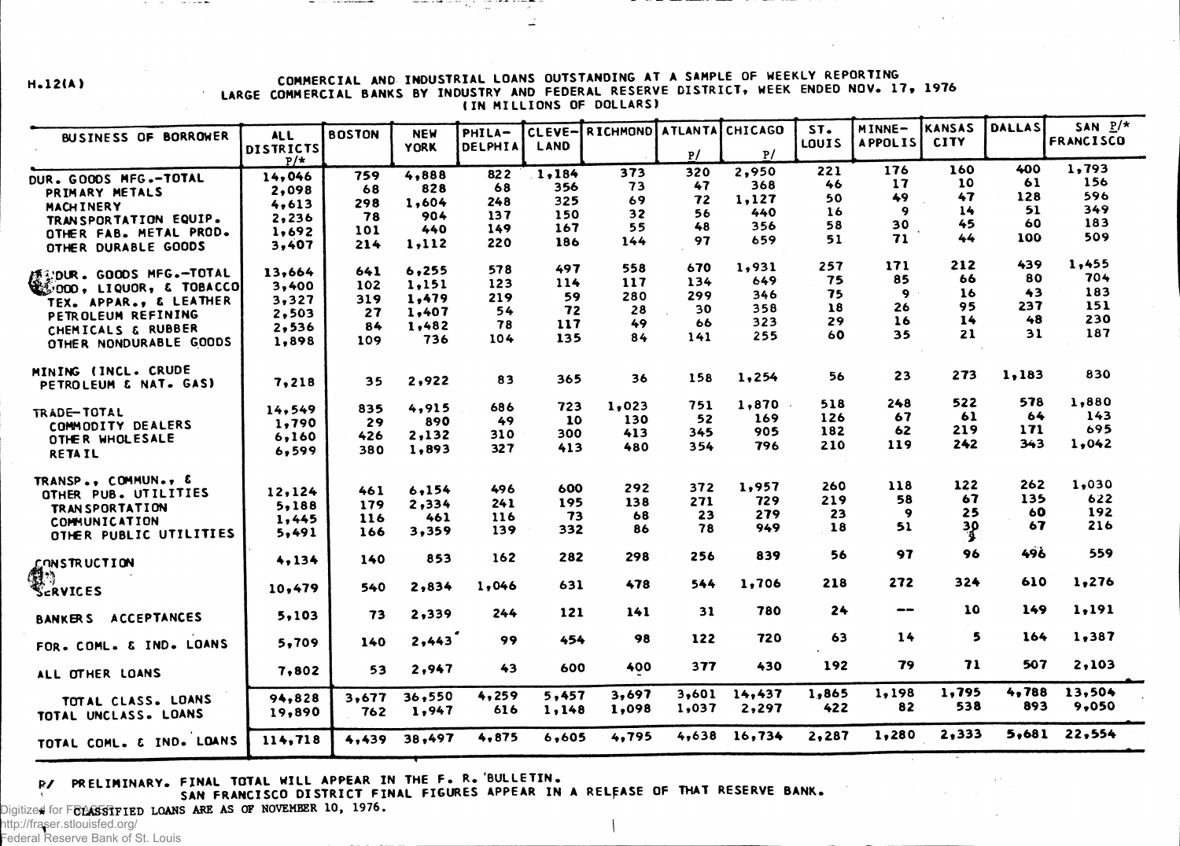H.12(A)

COMMERCIAL AND INDUSTRIAL LOANS OUTSTANDING AT A SAMPLE OF WEEKLY REPORTING LARGE COMMERCIAL BANKS BY INDUSTRY AND FEDERAL RESERVE DISTRICT, WEEK ENDED NOV. 17, 1976
(IN MILLIONS OF DOLLARS)

| BUSINESS OF BORROWER | ALL DISTRICTS P/* | BOSTON | NEW YORK | PHILA-DELPHIA | CLEVE-LAND | RICHMOND | ATLANTA P/ | CHICAGO P/ | ST. LOUIS | MINNE-APOLIS | KANSAS CITY | DALLAS | SAN FRANCISCO P/* |
|---|---|---|---|---|---|---|---|---|---|---|---|---|---|
| DUR. GOODS MFG.-TOTAL | 14,046 | 759 | 4,888 | 822 | 1,184 | 373 | 320 | 2,950 | 221 | 176 | 160 | 400 | 1,793 |
| PRIMARY METALS | 2,098 | 68 | 828 | 68 | 356 | 73 | 47 | 368 | 46 | 17 | 10 | 61 | 156 |
| MACHINERY | 4,613 | 298 | 1,604 | 248 | 325 | 69 | 72 | 1,127 | 50 | 49 | 47 | 128 | 596 |
| TRANSPORTATION EQUIP. | 2,236 | 78 | 904 | 137 | 150 | 32 | 56 | 440 | 16 | 9 | 14 | 51 | 349 |
| OTHER FAB. METAL PROD. | 1,692 | 101 | 440 | 149 | 167 | 55 | 48 | 356 | 58 | 30 | 45 | 60 | 183 |
| OTHER DURABLE GOODS | 3,407 | 214 | 1,112 | 220 | 186 | 144 | 97 | 659 | 51 | 71 | 44 | 100 | 509 |
| NONDUR. GOODS MFG.-TOTAL | 13,664 | 641 | 6,255 | 578 | 497 | 558 | 670 | 1,931 | 257 | 171 | 212 | 439 | 1,455 |
| FOOD, LIQUOR, & TOBACCO | 3,400 | 102 | 1,151 | 123 | 114 | 117 | 134 | 649 | 75 | 85 | 66 | 80 | 704 |
| TEX., APPAR., & LEATHER | 3,327 | 319 | 1,479 | 219 | 59 | 280 | 299 | 346 | 75 | 9 | 16 | 43 | 183 |
| PETROLEUM REFINING | 2,503 | 27 | 1,407 | 54 | 72 | 28 | 30 | 358 | 18 | 26 | 95 | 237 | 151 |
| CHEMICALS & RUBBER | 2,536 | 84 | 1,482 | 78 | 117 | 49 | 66 | 323 | 29 | 16 | 14 | 48 | 230 |
| OTHER NONDURABLE GOODS | 1,898 | 109 | 736 | 104 | 135 | 84 | 141 | 255 | 60 | 35 | 21 | 31 | 187 |
| MINING (INCL. CRUDE PETROLEUM & NAT. GAS) | 7,218 | 35 | 2,922 | 83 | 365 | 36 | 158 | 1,254 | 56 | 23 | 273 | 1,183 | 830 |
| TRADE—TOTAL | 14,549 | 835 | 4,915 | 686 | 723 | 1,023 | 751 | 1,870 | 518 | 248 | 522 | 578 | 1,880 |
| COMMODITY DEALERS | 1,790 | 29 | 890 | 49 | 10 | 130 | 52 | 169 | 126 | 67 | 61 | 64 | 143 |
| OTHER WHOLESALE | 6,160 | 426 | 2,132 | 310 | 300 | 413 | 345 | 905 | 182 | 62 | 219 | 171 | 695 |
| RETAIL | 6,599 | 380 | 1,893 | 327 | 413 | 480 | 354 | 796 | 210 | 119 | 242 | 343 | 1,042 |
| TRANSP., COMMUN., & OTHER PUB. UTILITIES | 12,124 | 461 | 6,154 | 496 | 600 | 292 | 372 | 1,957 | 260 | 118 | 122 | 262 | 1,030 |
| TRANSPORTATION | 5,188 | 179 | 2,334 | 241 | 195 | 138 | 271 | 729 | 219 | 58 | 67 | 135 | 622 |
| COMMUNICATION | 1,445 | 116 | 461 | 116 | 73 | 68 | 23 | 279 | 23 | 9 | 25 | 60 | 192 |
| OTHER PUBLIC UTILITIES | 5,491 | 166 | 3,359 | 139 | 332 | 86 | 78 | 949 | 18 | 51 | 30 | 67 | 216 |
| CONSTRUCTION | 4,134 | 140 | 853 | 162 | 282 | 298 | 256 | 839 | 56 | 97 | 96 | 496 | 559 |
| SERVICES | 10,479 | 540 | 2,834 | 1,046 | 631 | 478 | 544 | 1,706 | 218 | 272 | 324 | 610 | 1,276 |
| BANKERS ACCEPTANCES | 5,103 | 73 | 2,339 | 244 | 121 | 141 | 31 | 780 | 24 | -- | 10 | 149 | 1,191 |
| FOR. COML. & IND. LOANS | 5,709 | 140 | 2,443* | 99 | 454 | 98 | 122 | 720 | 63 | 14 | 5 | 164 | 1,387 |
| ALL OTHER LOANS | 7,802 | 53 | 2,947 | 43 | 600 | 400 | 377 | 430 | 192 | 79 | 71 | 507 | 2,103 |
| TOTAL CLASS. LOANS | 94,828 | 3,677 | 36,550 | 4,259 | 5,457 | 3,697 | 3,601 | 14,437 | 1,865 | 1,198 | 1,795 | 4,788 | 13,504 |
| TOTAL UNCLASS. LOANS | 19,890 | 762 | 1,947 | 616 | 1,148 | 1,098 | 1,037 | 2,297 | 422 | 82 | 538 | 893 | 9,050 |
| TOTAL COML. & IND. LOANS | 114,718 | 4,439 | 38,497 | 4,875 | 6,605 | 4,795 | 4,638 | 16,734 | 2,287 | 1,280 | 2,333 | 5,681 | 22,554 |

P/ PRELIMINARY. FINAL TOTAL WILL APPEAR IN THE F. R. BULLETIN.
\* SAN FRANCISCO DISTRICT FINAL FIGURES APPEAR IN A RELEASE OF THAT RESERVE BANK.
\* CLASSIFIED LOANS ARE AS OF NOVEMBER 10, 1976.